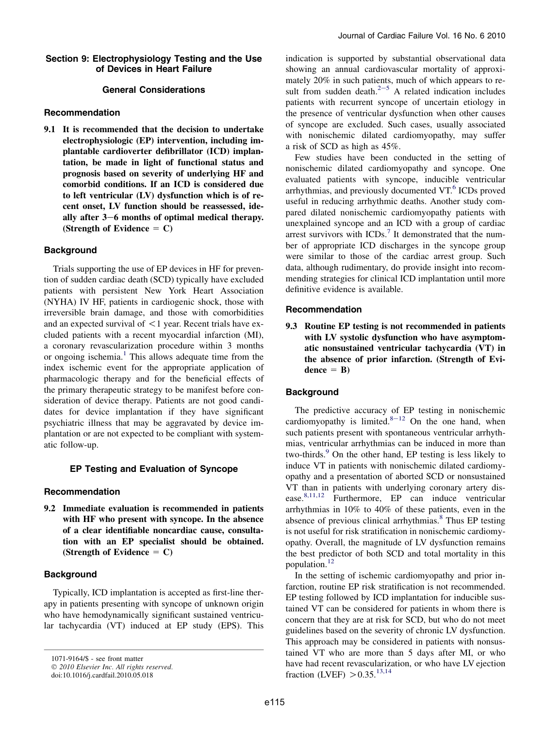## Section 9: Electrophysiology Testing and the Use of Devices in Heart Failure

### General Considerations

#### Recommendation

**9.1 It is recommended that the decision to undertake electrophysiologic (EP) intervention, including implantable cardioverter defibrillator (ICD) implantation, be made in light of functional status and prognosis based on severity of underlying HF and comorbid conditions. If an ICD is considered due to left ventricular (LV) dysfunction which is of recent onset, LV function should be reassessed, ideally after 3–6 months of optimal medical therapy. (Strength of Evidence = C)**

#### Background

Trials supporting the use of EP devices in HF for prevention of sudden cardiac death (SCD) typically have excluded patients with persistent New York Heart Association (NYHA) IV HF, patients in cardiogenic shock, those with irreversible brain damage, and those with comorbidities and an expected survival of <1 year. Recent trials have excluded patients with a recent myocardial infarction (MI), a coronary revascularization procedure within 3 months or ongoing ischemia.[1] This allows adequate time from the index ischemic event for the appropriate application of pharmacologic therapy and for the beneficial effects of the primary therapeutic strategy to be manifest before consideration of device therapy. Patients are not good candidates for device implantation if they have significant psychiatric illness that may be aggravated by device implantation or are not expected to be compliant with systematic follow-up.

### EP Testing and Evaluation of Syncope

#### Recommendation

**9.2 Immediate evaluation is recommended in patients with HF who present with syncope. In the absence of a clear identifiable noncardiac cause, consultation with an EP specialist should be obtained. (Strength of Evidence = C)**

#### Background

Typically, ICD implantation is accepted as first-line therapy in patients presenting with syncope of unknown origin who have hemodynamically significant sustained ventricular tachycardia (VT) induced at EP study (EPS). This indication is supported by substantial observational data showing an annual cardiovascular mortality of approximately 20% in such patients, much of which appears to result from sudden death.[2–5] A related indication includes patients with recurrent syncope of uncertain etiology in the presence of ventricular dysfunction when other causes of syncope are excluded. Such cases, usually associated with nonischemic dilated cardiomyopathy, may suffer a risk of SCD as high as 45%.

Few studies have been conducted in the setting of nonischemic dilated cardiomyopathy and syncope. One evaluated patients with syncope, inducible ventricular arrhythmias, and previously documented VT.[6] ICDs proved useful in reducing arrhythmic deaths. Another study compared dilated nonischemic cardiomyopathy patients with unexplained syncope and an ICD with a group of cardiac arrest survivors with ICDs.[7] It demonstrated that the number of appropriate ICD discharges in the syncope group were similar to those of the cardiac arrest group. Such data, although rudimentary, do provide insight into recommending strategies for clinical ICD implantation until more definitive evidence is available.

#### Recommendation

**9.3 Routine EP testing is not recommended in patients with LV systolic dysfunction who have asymptomatic nonsustained ventricular tachycardia (VT) in the absence of prior infarction. (Strength of Evidence = B)**

#### Background

The predictive accuracy of EP testing in nonischemic cardiomyopathy is limited.[8–12] On the one hand, when such patients present with spontaneous ventricular arrhythmias, ventricular arrhythmias can be induced in more than two-thirds.[9] On the other hand, EP testing is less likely to induce VT in patients with nonischemic dilated cardiomyopathy and a presentation of aborted SCD or nonsustained VT than in patients with underlying coronary artery disease.[8,11,12] Furthermore, EP can induce ventricular arrhythmias in 10% to 40% of these patients, even in the absence of previous clinical arrhythmias.[8] Thus EP testing is not useful for risk stratification in nonischemic cardiomyopathy. Overall, the magnitude of LV dysfunction remains the best predictor of both SCD and total mortality in this population.[12]

In the setting of ischemic cardiomyopathy and prior infarction, routine EP risk stratification is not recommended. EP testing followed by ICD implantation for inducible sustained VT can be considered for patients in whom there is concern that they are at risk for SCD, but who do not meet guidelines based on the severity of chronic LV dysfunction. This approach may be considered in patients with nonsustained VT who are more than 5 days after MI, or who have had recent revascularization, or who have LV ejection fraction (LVEF) >0.35.[13,14]

1071-9164/$ - see front matter
© 2010 Elsevier Inc. All rights reserved.
doi:10.1016/j.cardfail.2010.05.018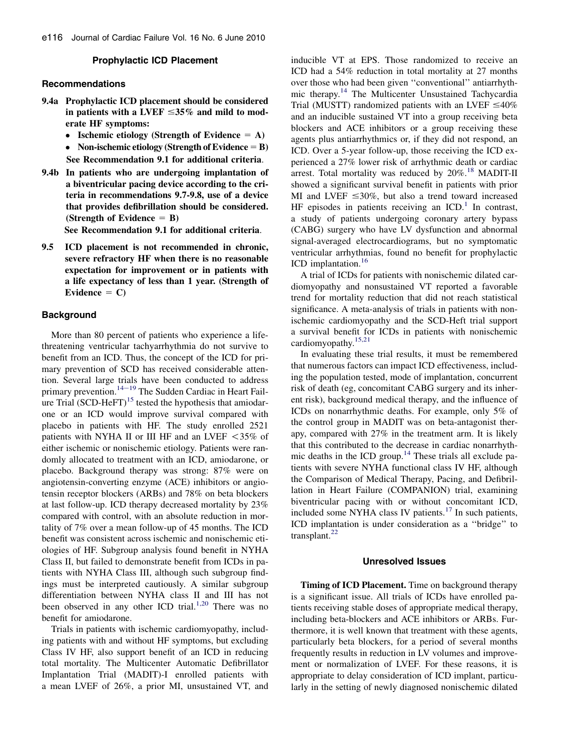### Prophylactic ICD Placement

#### Recommendations

**9.4a Prophylactic ICD placement should be considered in patients with a LVEF ≤35% and mild to moderate HF symptoms:**

- **Ischemic etiology (Strength of Evidence = A)**
- **Non-ischemic etiology (Strength of Evidence = B)**

**See Recommendation 9.1 for additional criteria.**

**9.4b In patients who are undergoing implantation of a biventricular pacing device according to the criteria in recommendations 9.7-9.8, use of a device that provides defibrillation should be considered. (Strength of Evidence = B)**

**See Recommendation 9.1 for additional criteria.**

**9.5 ICD placement is not recommended in chronic, severe refractory HF when there is no reasonable expectation for improvement or in patients with a life expectancy of less than 1 year. (Strength of Evidence = C)**

#### Background

More than 80 percent of patients who experience a life-threatening ventricular tachyarrhythmia do not survive to benefit from an ICD. Thus, the concept of the ICD for primary prevention of SCD has received considerable attention. Several large trials have been conducted to address primary prevention.[14–19] The Sudden Cardiac in Heart Failure Trial (SCD-HeFT)[15] tested the hypothesis that amiodarone or an ICD would improve survival compared with placebo in patients with HF. The study enrolled 2521 patients with NYHA II or III HF and an LVEF <35% of either ischemic or nonischemic etiology. Patients were randomly allocated to treatment with an ICD, amiodarone, or placebo. Background therapy was strong: 87% were on angiotensin-converting enzyme (ACE) inhibitors or angiotensin receptor blockers (ARBs) and 78% on beta blockers at last follow-up. ICD therapy decreased mortality by 23% compared with control, with an absolute reduction in mortality of 7% over a mean follow-up of 45 months. The ICD benefit was consistent across ischemic and nonischemic etiologies of HF. Subgroup analysis found benefit in NYHA Class II, but failed to demonstrate benefit from ICDs in patients with NYHA Class III, although such subgroup findings must be interpreted cautiously. A similar subgroup differentiation between NYHA class II and III has not been observed in any other ICD trial.[1,20] There was no benefit for amiodarone.

Trials in patients with ischemic cardiomyopathy, including patients with and without HF symptoms, but excluding Class IV HF, also support benefit of an ICD in reducing total mortality. The Multicenter Automatic Defibrillator Implantation Trial (MADIT)-I enrolled patients with a mean LVEF of 26%, a prior MI, unsustained VT, and inducible VT at EPS. Those randomized to receive an ICD had a 54% reduction in total mortality at 27 months over those who had been given ''conventional'' antiarrhythmic therapy.[14] The Multicenter Unsustained Tachycardia Trial (MUSTT) randomized patients with an LVEF ≤40% and an inducible sustained VT into a group receiving beta blockers and ACE inhibitors or a group receiving these agents plus antiarrhythmics or, if they did not respond, an ICD. Over a 5-year follow-up, those receiving the ICD experienced a 27% lower risk of arrhythmic death or cardiac arrest. Total mortality was reduced by 20%.[18] MADIT-II showed a significant survival benefit in patients with prior MI and LVEF ≤30%, but also a trend toward increased HF episodes in patients receiving an ICD.[1] In contrast, a study of patients undergoing coronary artery bypass (CABG) surgery who have LV dysfunction and abnormal signal-averaged electrocardiograms, but no symptomatic ventricular arrhythmias, found no benefit for prophylactic ICD implantation.[16]

A trial of ICDs for patients with nonischemic dilated cardiomyopathy and nonsustained VT reported a favorable trend for mortality reduction that did not reach statistical significance. A meta-analysis of trials in patients with nonischemic cardiomyopathy and the SCD-Heft trial support a survival benefit for ICDs in patients with nonischemic cardiomyopathy.[15,21]

In evaluating these trial results, it must be remembered that numerous factors can impact ICD effectiveness, including the population tested, mode of implantation, concurrent risk of death (eg, concomitant CABG surgery and its inherent risk), background medical therapy, and the influence of ICDs on nonarrhythmic deaths. For example, only 5% of the control group in MADIT was on beta-antagonist therapy, compared with 27% in the treatment arm. It is likely that this contributed to the decrease in cardiac nonarrhythmic deaths in the ICD group.[14] These trials all exclude patients with severe NYHA functional class IV HF, although the Comparison of Medical Therapy, Pacing, and Defibrillation in Heart Failure (COMPANION) trial, examining biventricular pacing with or without concomitant ICD, included some NYHA class IV patients.[17] In such patients, ICD implantation is under consideration as a ''bridge'' to transplant.[22]

### Unresolved Issues

**Timing of ICD Placement.** Time on background therapy is a significant issue. All trials of ICDs have enrolled patients receiving stable doses of appropriate medical therapy, including beta-blockers and ACE inhibitors or ARBs. Furthermore, it is well known that treatment with these agents, particularly beta blockers, for a period of several months frequently results in reduction in LV volumes and improvement or normalization of LVEF. For these reasons, it is appropriate to delay consideration of ICD implant, particularly in the setting of newly diagnosed nonischemic dilated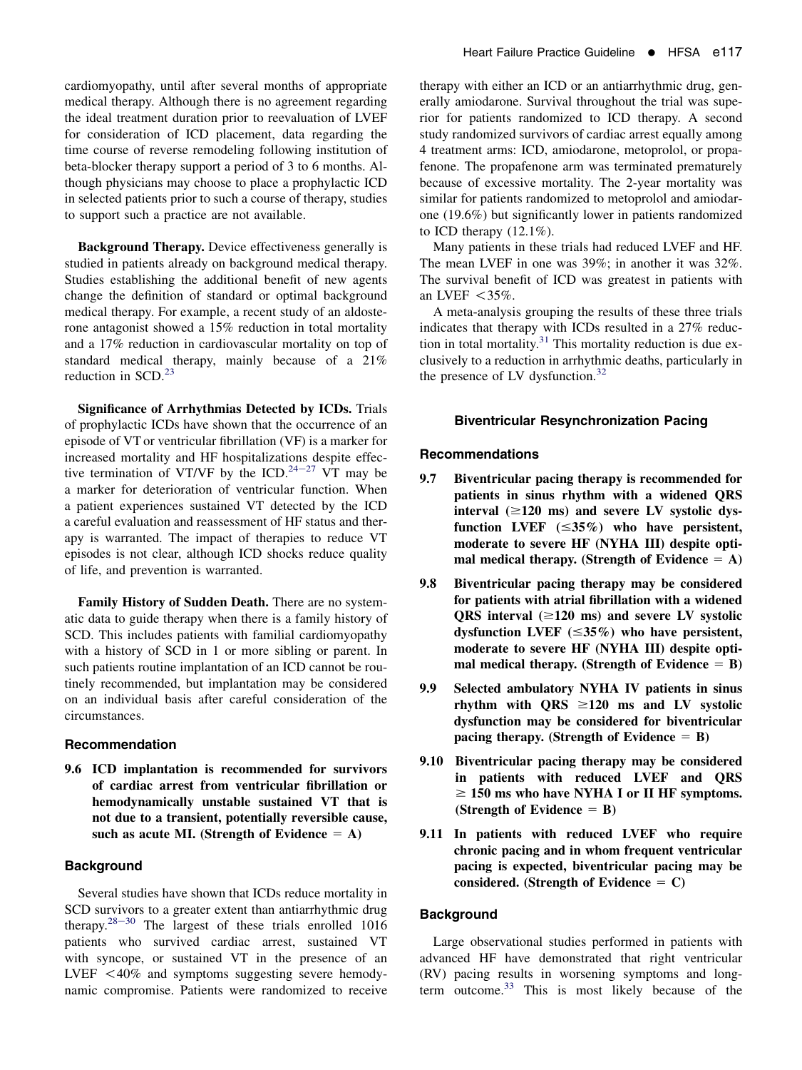cardiomyopathy, until after several months of appropriate medical therapy. Although there is no agreement regarding the ideal treatment duration prior to reevaluation of LVEF for consideration of ICD placement, data regarding the time course of reverse remodeling following institution of beta-blocker therapy support a period of 3 to 6 months. Although physicians may choose to place a prophylactic ICD in selected patients prior to such a course of therapy, studies to support such a practice are not available.

**Background Therapy.** Device effectiveness generally is studied in patients already on background medical therapy. Studies establishing the additional benefit of new agents change the definition of standard or optimal background medical therapy. For example, a recent study of an aldosterone antagonist showed a 15% reduction in total mortality and a 17% reduction in cardiovascular mortality on top of standard medical therapy, mainly because of a 21% reduction in SCD.[23]

**Significance of Arrhythmias Detected by ICDs.** Trials of prophylactic ICDs have shown that the occurrence of an episode of VT or ventricular fibrillation (VF) is a marker for increased mortality and HF hospitalizations despite effective termination of VT/VF by the ICD.[24–27] VT may be a marker for deterioration of ventricular function. When a patient experiences sustained VT detected by the ICD a careful evaluation and reassessment of HF status and therapy is warranted. The impact of therapies to reduce VT episodes is not clear, although ICD shocks reduce quality of life, and prevention is warranted.

**Family History of Sudden Death.** There are no systematic data to guide therapy when there is a family history of SCD. This includes patients with familial cardiomyopathy with a history of SCD in 1 or more sibling or parent. In such patients routine implantation of an ICD cannot be routinely recommended, but implantation may be considered on an individual basis after careful consideration of the circumstances.

### Recommendation

**9.6 ICD implantation is recommended for survivors of cardiac arrest from ventricular fibrillation or hemodynamically unstable sustained VT that is not due to a transient, potentially reversible cause, such as acute MI. (Strength of Evidence = A)**

### Background

Several studies have shown that ICDs reduce mortality in SCD survivors to a greater extent than antiarrhythmic drug therapy.[28–30] The largest of these trials enrolled 1016 patients who survived cardiac arrest, sustained VT with syncope, or sustained VT in the presence of an LVEF <40% and symptoms suggesting severe hemodynamic compromise. Patients were randomized to receive therapy with either an ICD or an antiarrhythmic drug, generally amiodarone. Survival throughout the trial was superior for patients randomized to ICD therapy. A second study randomized survivors of cardiac arrest equally among 4 treatment arms: ICD, amiodarone, metoprolol, or propafenone. The propafenone arm was terminated prematurely because of excessive mortality. The 2-year mortality was similar for patients randomized to metoprolol and amiodarone (19.6%) but significantly lower in patients randomized to ICD therapy (12.1%).

Many patients in these trials had reduced LVEF and HF. The mean LVEF in one was 39%; in another it was 32%. The survival benefit of ICD was greatest in patients with an LVEF <35%.

A meta-analysis grouping the results of these three trials indicates that therapy with ICDs resulted in a 27% reduction in total mortality.[31] This mortality reduction is due exclusively to a reduction in arrhythmic deaths, particularly in the presence of LV dysfunction.[32]

## Biventricular Resynchronization Pacing

### Recommendations

**9.7 Biventricular pacing therapy is recommended for patients in sinus rhythm with a widened QRS interval (≥120 ms) and severe LV systolic dysfunction LVEF (≤35%) who have persistent, moderate to severe HF (NYHA III) despite optimal medical therapy. (Strength of Evidence = A)**

**9.8 Biventricular pacing therapy may be considered for patients with atrial fibrillation with a widened QRS interval (≥120 ms) and severe LV systolic dysfunction LVEF (≤35%) who have persistent, moderate to severe HF (NYHA III) despite optimal medical therapy. (Strength of Evidence = B)**

**9.9 Selected ambulatory NYHA IV patients in sinus rhythm with QRS ≥120 ms and LV systolic dysfunction may be considered for biventricular pacing therapy. (Strength of Evidence = B)**

**9.10 Biventricular pacing therapy may be considered in patients with reduced LVEF and QRS ≥ 150 ms who have NYHA I or II HF symptoms. (Strength of Evidence = B)**

**9.11 In patients with reduced LVEF who require chronic pacing and in whom frequent ventricular pacing is expected, biventricular pacing may be considered. (Strength of Evidence = C)**

### Background

Large observational studies performed in patients with advanced HF have demonstrated that right ventricular (RV) pacing results in worsening symptoms and long-term outcome.[33] This is most likely because of the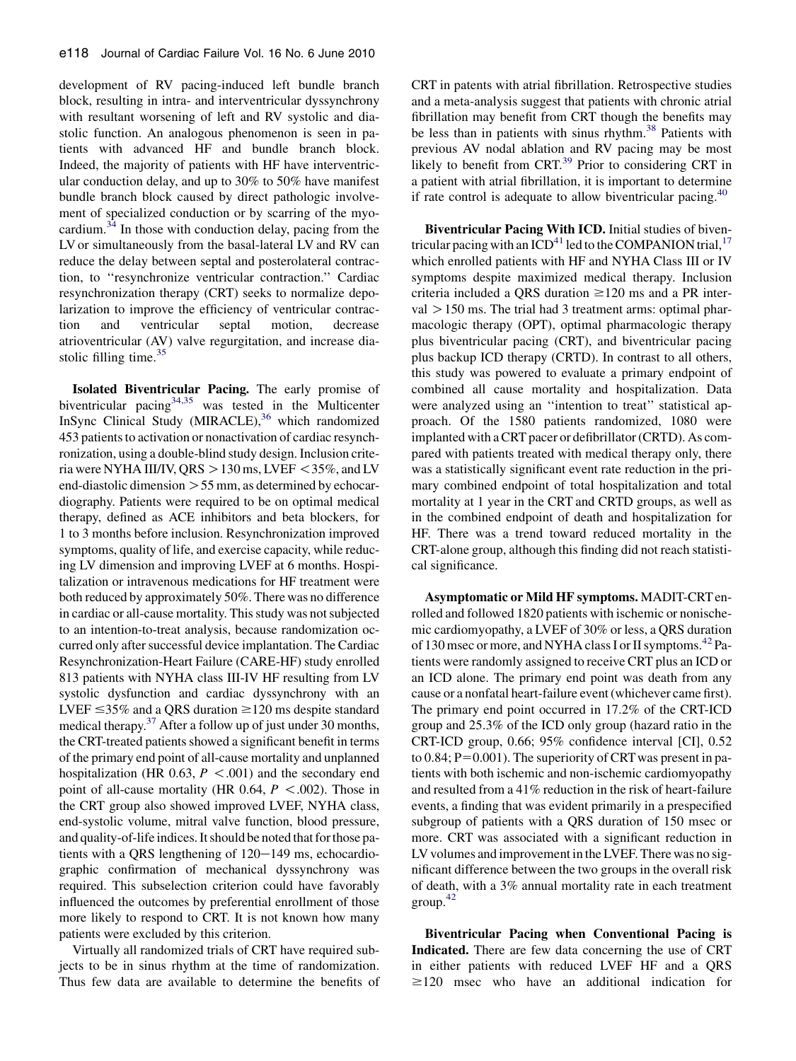development of RV pacing-induced left bundle branch block, resulting in intra- and interventricular dyssynchrony with resultant worsening of left and RV systolic and diastolic function. An analogous phenomenon is seen in patients with advanced HF and bundle branch block. Indeed, the majority of patients with HF have interventricular conduction delay, and up to 30% to 50% have manifest bundle branch block caused by direct pathologic involvement of specialized conduction or by scarring of the myocardium.[34] In those with conduction delay, pacing from the LV or simultaneously from the basal-lateral LV and RV can reduce the delay between septal and posterolateral contraction, to "resynchronize ventricular contraction." Cardiac resynchronization therapy (CRT) seeks to normalize depolarization to improve the efficiency of ventricular contraction and ventricular septal motion, decrease atrioventricular (AV) valve regurgitation, and increase diastolic filling time.[35]

**Isolated Biventricular Pacing.** The early promise of biventricular pacing[34,35] was tested in the Multicenter InSync Clinical Study (MIRACLE),[36] which randomized 453 patients to activation or nonactivation of cardiac resynchronization, using a double-blind study design. Inclusion criteria were NYHA III/IV, QRS > 130 ms, LVEF < 35%, and LV end-diastolic dimension > 55 mm, as determined by echocardiography. Patients were required to be on optimal medical therapy, defined as ACE inhibitors and beta blockers, for 1 to 3 months before inclusion. Resynchronization improved symptoms, quality of life, and exercise capacity, while reducing LV dimension and improving LVEF at 6 months. Hospitalization or intravenous medications for HF treatment were both reduced by approximately 50%. There was no difference in cardiac or all-cause mortality. This study was not subjected to an intention-to-treat analysis, because randomization occurred only after successful device implantation. The Cardiac Resynchronization-Heart Failure (CARE-HF) study enrolled 813 patients with NYHA class III-IV HF resulting from LV systolic dysfunction and cardiac dyssynchrony with an LVEF ≤35% and a QRS duration ≥120 ms despite standard medical therapy.[37] After a follow up of just under 30 months, the CRT-treated patients showed a significant benefit in terms of the primary end point of all-cause mortality and unplanned hospitalization (HR 0.63, $P < .001$) and the secondary end point of all-cause mortality (HR 0.64, $P < .002$). Those in the CRT group also showed improved LVEF, NYHA class, end-systolic volume, mitral valve function, blood pressure, and quality-of-life indices. It should be noted that for those patients with a QRS lengthening of 120–149 ms, echocardiographic confirmation of mechanical dyssynchrony was required. This subselection criterion could have favorably influenced the outcomes by preferential enrollment of those more likely to respond to CRT. It is not known how many patients were excluded by this criterion.

Virtually all randomized trials of CRT have required subjects to be in sinus rhythm at the time of randomization. Thus few data are available to determine the benefits of CRT in patients with atrial fibrillation. Retrospective studies and a meta-analysis suggest that patients with chronic atrial fibrillation may benefit from CRT though the benefits may be less than in patients with sinus rhythm.[38] Patients with previous AV nodal ablation and RV pacing may be most likely to benefit from CRT.[39] Prior to considering CRT in a patient with atrial fibrillation, it is important to determine if rate control is adequate to allow biventricular pacing.[40]

**Biventricular Pacing With ICD.** Initial studies of biventricular pacing with an ICD[41] led to the COMPANION trial,[17] which enrolled patients with HF and NYHA Class III or IV symptoms despite maximized medical therapy. Inclusion criteria included a QRS duration ≥120 ms and a PR interval > 150 ms. The trial had 3 treatment arms: optimal pharmacologic therapy (OPT), optimal pharmacologic therapy plus biventricular pacing (CRT), and biventricular pacing plus backup ICD therapy (CRTD). In contrast to all others, this study was powered to evaluate a primary endpoint of combined all cause mortality and hospitalization. Data were analyzed using an "intention to treat" statistical approach. Of the 1580 patients randomized, 1080 were implanted with a CRT pacer or defibrillator (CRTD). As compared with patients treated with medical therapy only, there was a statistically significant event rate reduction in the primary combined endpoint of total hospitalization and total mortality at 1 year in the CRT and CRTD groups, as well as in the combined endpoint of death and hospitalization for HF. There was a trend toward reduced mortality in the CRT-alone group, although this finding did not reach statistical significance.

**Asymptomatic or Mild HF symptoms.** MADIT-CRT enrolled and followed 1820 patients with ischemic or nonischemic cardiomyopathy, a LVEF of 30% or less, a QRS duration of 130 msec or more, and NYHA class I or II symptoms.[42] Patients were randomly assigned to receive CRT plus an ICD or an ICD alone. The primary end point was death from any cause or a nonfatal heart-failure event (whichever came first). The primary end point occurred in 17.2% of the CRT-ICD group and 25.3% of the ICD only group (hazard ratio in the CRT-ICD group, 0.66; 95% confidence interval [CI], 0.52 to 0.84; P=0.001). The superiority of CRT was present in patients with both ischemic and non-ischemic cardiomyopathy and resulted from a 41% reduction in the risk of heart-failure events, a finding that was evident primarily in a prespecified subgroup of patients with a QRS duration of 150 msec or more. CRT was associated with a significant reduction in LV volumes and improvement in the LVEF. There was no significant difference between the two groups in the overall risk of death, with a 3% annual mortality rate in each treatment group.[42]

**Biventricular Pacing when Conventional Pacing is Indicated.** There are few data concerning the use of CRT in either patients with reduced LVEF HF and a QRS ≥120 msec who have an additional indication for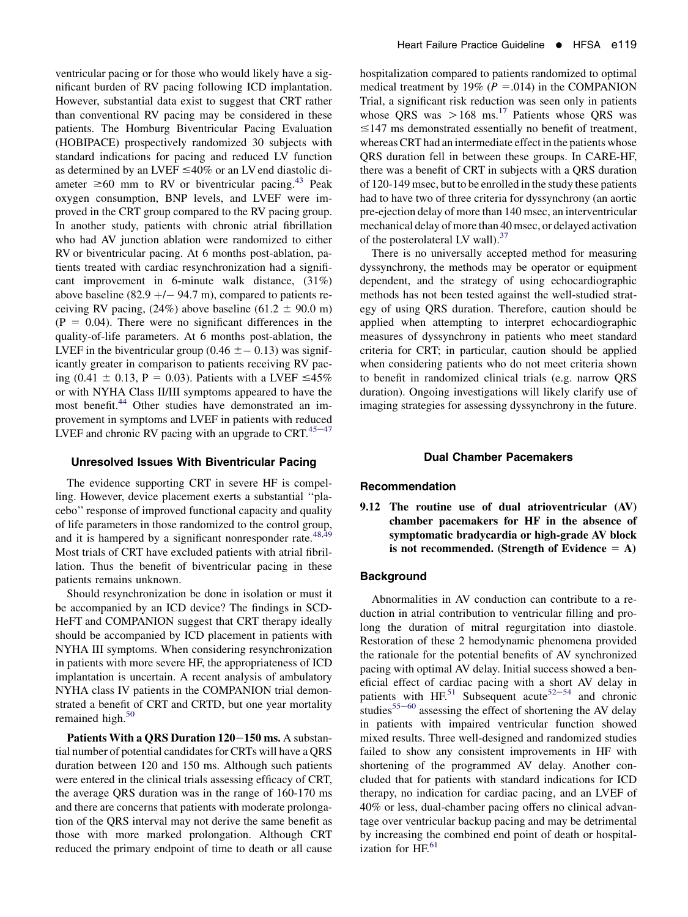ventricular pacing or for those who would likely have a significant burden of RV pacing following ICD implantation. However, substantial data exist to suggest that CRT rather than conventional RV pacing may be considered in these patients. The Homburg Biventricular Pacing Evaluation (HOBIPACE) prospectively randomized 30 subjects with standard indications for pacing and reduced LV function as determined by an LVEF ≤40% or an LV end diastolic diameter ≥60 mm to RV or biventricular pacing.[43] Peak oxygen consumption, BNP levels, and LVEF were improved in the CRT group compared to the RV pacing group. In another study, patients with chronic atrial fibrillation who had AV junction ablation were randomized to either RV or biventricular pacing. At 6 months post-ablation, patients treated with cardiac resynchronization had a significant improvement in 6-minute walk distance, (31%) above baseline (82.9 +/− 94.7 m), compared to patients receiving RV pacing, (24%) above baseline (61.2 ± 90.0 m) (P = 0.04). There were no significant differences in the quality-of-life parameters. At 6 months post-ablation, the LVEF in the biventricular group (0.46 ±− 0.13) was significantly greater in comparison to patients receiving RV pacing (0.41 ± 0.13, P = 0.03). Patients with a LVEF ≤45% or with NYHA Class II/III symptoms appeared to have the most benefit.[44] Other studies have demonstrated an improvement in symptoms and LVEF in patients with reduced LVEF and chronic RV pacing with an upgrade to CRT.[45−47]

### Unresolved Issues With Biventricular Pacing

The evidence supporting CRT in severe HF is compelling. However, device placement exerts a substantial ''placebo'' response of improved functional capacity and quality of life parameters in those randomized to the control group, and it is hampered by a significant nonresponder rate.[48,49] Most trials of CRT have excluded patients with atrial fibrillation. Thus the benefit of biventricular pacing in these patients remains unknown.

Should resynchronization be done in isolation or must it be accompanied by an ICD device? The findings in SCD-HeFT and COMPANION suggest that CRT therapy ideally should be accompanied by ICD placement in patients with NYHA III symptoms. When considering resynchronization in patients with more severe HF, the appropriateness of ICD implantation is uncertain. A recent analysis of ambulatory NYHA class IV patients in the COMPANION trial demonstrated a benefit of CRT and CRTD, but one year mortality remained high.[50]

**Patients With a QRS Duration 120−150 ms.** A substantial number of potential candidates for CRTs will have a QRS duration between 120 and 150 ms. Although such patients were entered in the clinical trials assessing efficacy of CRT, the average QRS duration was in the range of 160-170 ms and there are concerns that patients with moderate prolongation of the QRS interval may not derive the same benefit as those with more marked prolongation. Although CRT reduced the primary endpoint of time to death or all cause hospitalization compared to patients randomized to optimal medical treatment by 19% ($P = .014$) in the COMPANION Trial, a significant risk reduction was seen only in patients whose QRS was >168 ms.[17] Patients whose QRS was ≤147 ms demonstrated essentially no benefit of treatment, whereas CRT had an intermediate effect in the patients whose QRS duration fell in between these groups. In CARE-HF, there was a benefit of CRT in subjects with a QRS duration of 120-149 msec, but to be enrolled in the study these patients had to have two of three criteria for dyssynchrony (an aortic pre-ejection delay of more than 140 msec, an interventricular mechanical delay of more than 40 msec, or delayed activation of the posterolateral LV wall).[37]

There is no universally accepted method for measuring dyssynchrony, the methods may be operator or equipment dependent, and the strategy of using echocardiographic methods has not been tested against the well-studied strategy of using QRS duration. Therefore, caution should be applied when attempting to interpret echocardiographic measures of dyssynchrony in patients who meet standard criteria for CRT; in particular, caution should be applied when considering patients who do not meet criteria shown to benefit in randomized clinical trials (e.g. narrow QRS duration). Ongoing investigations will likely clarify use of imaging strategies for assessing dyssynchrony in the future.

### Dual Chamber Pacemakers

#### Recommendation

**9.12 The routine use of dual atrioventricular (AV) chamber pacemakers for HF in the absence of symptomatic bradycardia or high-grade AV block is not recommended. (Strength of Evidence = A)**

#### Background

Abnormalities in AV conduction can contribute to a reduction in atrial contribution to ventricular filling and prolong the duration of mitral regurgitation into diastole. Restoration of these 2 hemodynamic phenomena provided the rationale for the potential benefits of AV synchronized pacing with optimal AV delay. Initial success showed a beneficial effect of cardiac pacing with a short AV delay in patients with HF.[51] Subsequent acute[52−54] and chronic studies[55−60] assessing the effect of shortening the AV delay in patients with impaired ventricular function showed mixed results. Three well-designed and randomized studies failed to show any consistent improvements in HF with shortening of the programmed AV delay. Another concluded that for patients with standard indications for ICD therapy, no indication for cardiac pacing, and an LVEF of 40% or less, dual-chamber pacing offers no clinical advantage over ventricular backup pacing and may be detrimental by increasing the combined end point of death or hospitalization for HF.[61]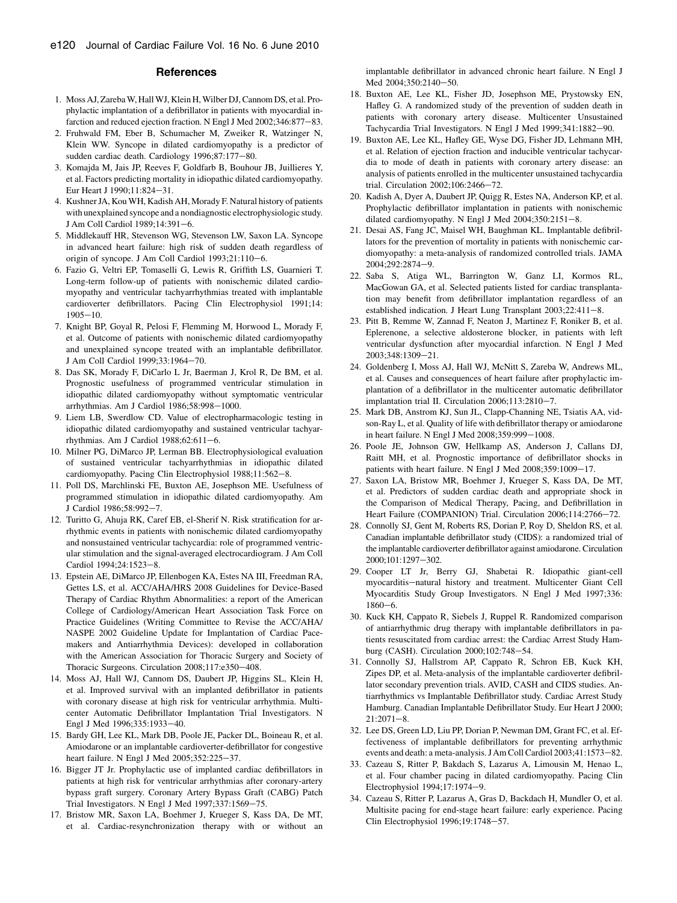## References

1. Moss AJ, Zareba W, Hall WJ, Klein H, Wilber DJ, Cannom DS, et al. Prophylactic implantation of a defibrillator in patients with myocardial infarction and reduced ejection fraction. N Engl J Med 2002;346:877–83.
2. Fruhwald FM, Eber B, Schumacher M, Zweiker R, Watzinger N, Klein WW. Syncope in dilated cardiomyopathy is a predictor of sudden cardiac death. Cardiology 1996;87:177–80.
3. Komajda M, Jais JP, Reeves F, Goldfarb B, Bouhour JB, Juillieres Y, et al. Factors predicting mortality in idiopathic dilated cardiomyopathy. Eur Heart J 1990;11:824–31.
4. Kushner JA, Kou WH, Kadish AH, Morady F. Natural history of patients with unexplained syncope and a nondiagnostic electrophysiologic study. J Am Coll Cardiol 1989;14:391–6.
5. Middlekauff HR, Stevenson WG, Stevenson LW, Saxon LA. Syncope in advanced heart failure: high risk of sudden death regardless of origin of syncope. J Am Coll Cardiol 1993;21:110–6.
6. Fazio G, Veltri EP, Tomaselli G, Lewis R, Griffith LS, Guarnieri T. Long-term follow-up of patients with nonischemic dilated cardiomyopathy and ventricular tachyarrhythmias treated with implantable cardioverter defibrillators. Pacing Clin Electrophysiol 1991;14: 1905–10.
7. Knight BP, Goyal R, Pelosi F, Flemming M, Horwood L, Morady F, et al. Outcome of patients with nonischemic dilated cardiomyopathy and unexplained syncope treated with an implantable defibrillator. J Am Coll Cardiol 1999;33:1964–70.
8. Das SK, Morady F, DiCarlo L Jr, Baerman J, Krol R, De BM, et al. Prognostic usefulness of programmed ventricular stimulation in idiopathic dilated cardiomyopathy without symptomatic ventricular arrhythmias. Am J Cardiol 1986;58:998–1000.
9. Liem LB, Swerdlow CD. Value of electropharmacologic testing in idiopathic dilated cardiomyopathy and sustained ventricular tachyarrhythmias. Am J Cardiol 1988;62:611–6.
10. Milner PG, DiMarco JP, Lerman BB. Electrophysiological evaluation of sustained ventricular tachyarrhythmias in idiopathic dilated cardiomyopathy. Pacing Clin Electrophysiol 1988;11:562–8.
11. Poll DS, Marchlinski FE, Buxton AE, Josephson ME. Usefulness of programmed stimulation in idiopathic dilated cardiomyopathy. Am J Cardiol 1986;58:992–7.
12. Turitto G, Ahuja RK, Caref EB, el-Sherif N. Risk stratification for arrhythmic events in patients with nonischemic dilated cardiomyopathy and nonsustained ventricular tachycardia: role of programmed ventricular stimulation and the signal-averaged electrocardiogram. J Am Coll Cardiol 1994;24:1523–8.
13. Epstein AE, DiMarco JP, Ellenbogen KA, Estes NA III, Freedman RA, Gettes LS, et al. ACC/AHA/HRS 2008 Guidelines for Device-Based Therapy of Cardiac Rhythm Abnormalities: a report of the American College of Cardiology/American Heart Association Task Force on Practice Guidelines (Writing Committee to Revise the ACC/AHA/NASPE 2002 Guideline Update for Implantation of Cardiac Pacemakers and Antiarrhythmia Devices): developed in collaboration with the American Association for Thoracic Surgery and Society of Thoracic Surgeons. Circulation 2008;117:e350–408.
14. Moss AJ, Hall WJ, Cannom DS, Daubert JP, Higgins SL, Klein H, et al. Improved survival with an implanted defibrillator in patients with coronary disease at high risk for ventricular arrhythmia. Multicenter Automatic Defibrillator Implantation Trial Investigators. N Engl J Med 1996;335:1933–40.
15. Bardy GH, Lee KL, Mark DB, Poole JE, Packer DL, Boineau R, et al. Amiodarone or an implantable cardioverter-defibrillator for congestive heart failure. N Engl J Med 2005;352:225–37.
16. Bigger JT Jr. Prophylactic use of implanted cardiac defibrillators in patients at high risk for ventricular arrhythmias after coronary-artery bypass graft surgery. Coronary Artery Bypass Graft (CABG) Patch Trial Investigators. N Engl J Med 1997;337:1569–75.
17. Bristow MR, Saxon LA, Boehmer J, Krueger S, Kass DA, De MT, et al. Cardiac-resynchronization therapy with or without an implantable defibrillator in advanced chronic heart failure. N Engl J Med 2004;350:2140–50.
18. Buxton AE, Lee KL, Fisher JD, Josephson ME, Prystowsky EN, Hafley G. A randomized study of the prevention of sudden death in patients with coronary artery disease. Multicenter Unsustained Tachycardia Trial Investigators. N Engl J Med 1999;341:1882–90.
19. Buxton AE, Lee KL, Hafley GE, Wyse DG, Fisher JD, Lehmann MH, et al. Relation of ejection fraction and inducible ventricular tachycardia to mode of death in patients with coronary artery disease: an analysis of patients enrolled in the multicenter unsustained tachycardia trial. Circulation 2002;106:2466–72.
20. Kadish A, Dyer A, Daubert JP, Quigg R, Estes NA, Anderson KP, et al. Prophylactic defibrillator implantation in patients with nonischemic dilated cardiomyopathy. N Engl J Med 2004;350:2151–8.
21. Desai AS, Fang JC, Maisel WH, Baughman KL. Implantable defibrillators for the prevention of mortality in patients with nonischemic cardiomyopathy: a meta-analysis of randomized controlled trials. JAMA 2004;292:2874–9.
22. Saba S, Atiga WL, Barrington W, Ganz LI, Kormos RL, MacGowan GA, et al. Selected patients listed for cardiac transplantation may benefit from defibrillator implantation regardless of an established indication. J Heart Lung Transplant 2003;22:411–8.
23. Pitt B, Remme W, Zannad F, Neaton J, Martinez F, Roniker B, et al. Eplerenone, a selective aldosterone blocker, in patients with left ventricular dysfunction after myocardial infarction. N Engl J Med 2003;348:1309–21.
24. Goldenberg I, Moss AJ, Hall WJ, McNitt S, Zareba W, Andrews ML, et al. Causes and consequences of heart failure after prophylactic implantation of a defibrillator in the multicenter automatic defibrillator implantation trial II. Circulation 2006;113:2810–7.
25. Mark DB, Anstrom KJ, Sun JL, Clapp-Channing NE, Tsiatis AA, vidson-Ray L, et al. Quality of life with defibrillator therapy or amiodarone in heart failure. N Engl J Med 2008;359:999–1008.
26. Poole JE, Johnson GW, Hellkamp AS, Anderson J, Callans DJ, Raitt MH, et al. Prognostic importance of defibrillator shocks in patients with heart failure. N Engl J Med 2008;359:1009–17.
27. Saxon LA, Bristow MR, Boehmer J, Krueger S, Kass DA, De MT, et al. Predictors of sudden cardiac death and appropriate shock in the Comparison of Medical Therapy, Pacing, and Defibrillation in Heart Failure (COMPANION) Trial. Circulation 2006;114:2766–72.
28. Connolly SJ, Gent M, Roberts RS, Dorian P, Roy D, Sheldon RS, et al. Canadian implantable defibrillator study (CIDS): a randomized trial of the implantable cardioverter defibrillator against amiodarone. Circulation 2000;101:1297–302.
29. Cooper LT Jr, Berry GJ, Shabetai R. Idiopathic giant-cell myocarditis—natural history and treatment. Multicenter Giant Cell Myocarditis Study Group Investigators. N Engl J Med 1997;336: 1860–6.
30. Kuck KH, Cappato R, Siebels J, Ruppel R. Randomized comparison of antiarrhythmic drug therapy with implantable defibrillators in patients resuscitated from cardiac arrest: the Cardiac Arrest Study Hamburg (CASH). Circulation 2000;102:748–54.
31. Connolly SJ, Hallstrom AP, Cappato R, Schron EB, Kuck KH, Zipes DP, et al. Meta-analysis of the implantable cardioverter defibrillator secondary prevention trials. AVID, CASH and CIDS studies. Antiarrhythmics vs Implantable Defibrillator study. Cardiac Arrest Study Hamburg. Canadian Implantable Defibrillator Study. Eur Heart J 2000; 21:2071–8.
32. Lee DS, Green LD, Liu PP, Dorian P, Newman DM, Grant FC, et al. Effectiveness of implantable defibrillators for preventing arrhythmic events and death: a meta-analysis. J Am Coll Cardiol 2003;41:1573–82.
33. Cazeau S, Ritter P, Bakdach S, Lazarus A, Limousin M, Henao L, et al. Four chamber pacing in dilated cardiomyopathy. Pacing Clin Electrophysiol 1994;17:1974–9.
34. Cazeau S, Ritter P, Lazarus A, Gras D, Backdach H, Mundler O, et al. Multisite pacing for end-stage heart failure: early experience. Pacing Clin Electrophysiol 1996;19:1748–57.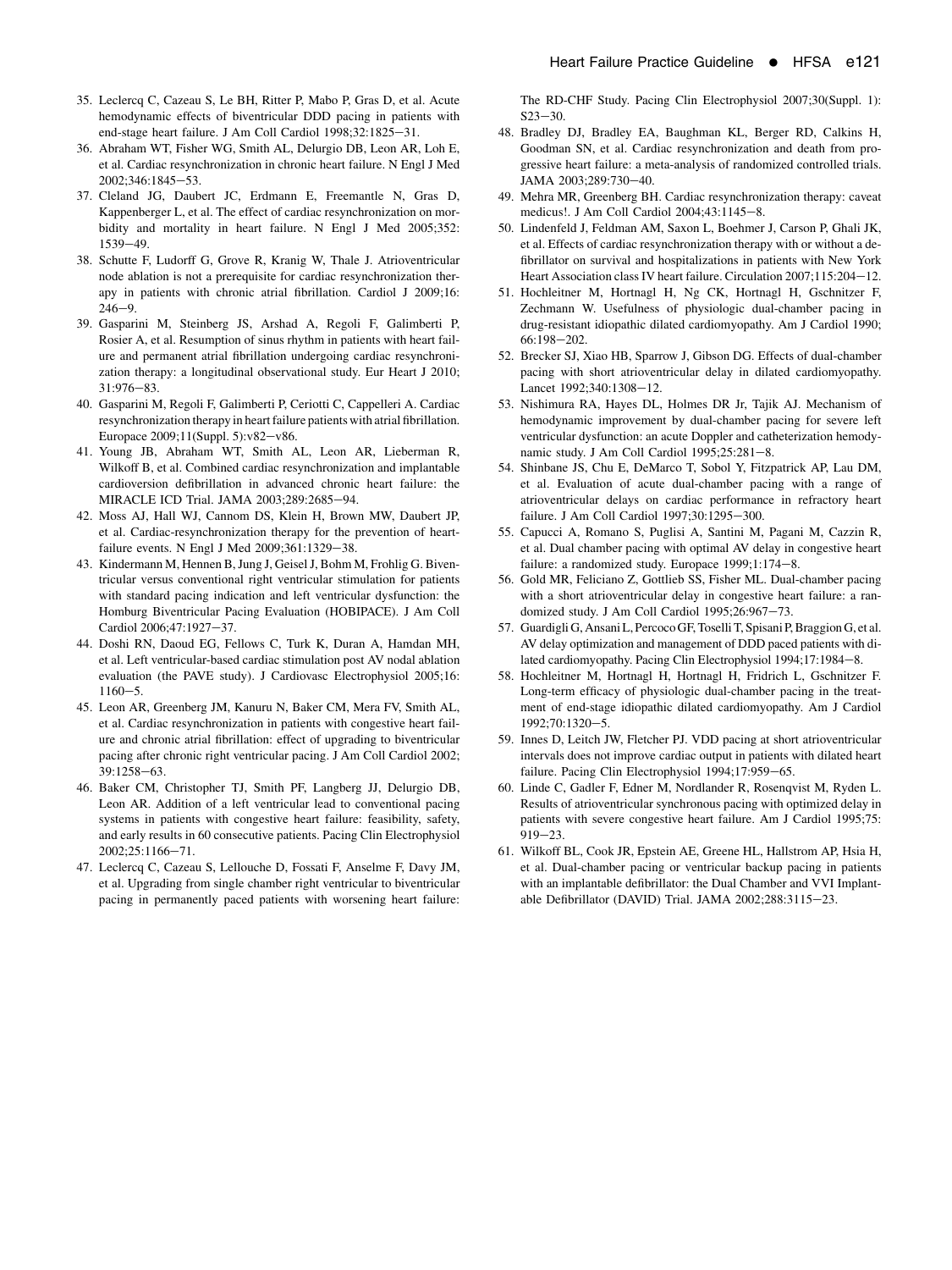35. Leclercq C, Cazeau S, Le BH, Ritter P, Mabo P, Gras D, et al. Acute hemodynamic effects of biventricular DDD pacing in patients with end-stage heart failure. J Am Coll Cardiol 1998;32:1825–31.
36. Abraham WT, Fisher WG, Smith AL, Delurgio DB, Leon AR, Loh E, et al. Cardiac resynchronization in chronic heart failure. N Engl J Med 2002;346:1845–53.
37. Cleland JG, Daubert JC, Erdmann E, Freemantle N, Gras D, Kappenberger L, et al. The effect of cardiac resynchronization on morbidity and mortality in heart failure. N Engl J Med 2005;352: 1539–49.
38. Schutte F, Ludorff G, Grove R, Kranig W, Thale J. Atrioventricular node ablation is not a prerequisite for cardiac resynchronization therapy in patients with chronic atrial fibrillation. Cardiol J 2009;16: 246–9.
39. Gasparini M, Steinberg JS, Arshad A, Regoli F, Galimberti P, Rosier A, et al. Resumption of sinus rhythm in patients with heart failure and permanent atrial fibrillation undergoing cardiac resynchronization therapy: a longitudinal observational study. Eur Heart J 2010; 31:976–83.
40. Gasparini M, Regoli F, Galimberti P, Ceriotti C, Cappelleri A. Cardiac resynchronization therapy in heart failure patients with atrial fibrillation. Europace 2009;11(Suppl. 5):v82–v86.
41. Young JB, Abraham WT, Smith AL, Leon AR, Lieberman R, Wilkoff B, et al. Combined cardiac resynchronization and implantable cardioversion defibrillation in advanced chronic heart failure: the MIRACLE ICD Trial. JAMA 2003;289:2685–94.
42. Moss AJ, Hall WJ, Cannom DS, Klein H, Brown MW, Daubert JP, et al. Cardiac-resynchronization therapy for the prevention of heart-failure events. N Engl J Med 2009;361:1329–38.
43. Kindermann M, Hennen B, Jung J, Geisel J, Bohm M, Frohlig G. Biventricular versus conventional right ventricular stimulation for patients with standard pacing indication and left ventricular dysfunction: the Homburg Biventricular Pacing Evaluation (HOBIPACE). J Am Coll Cardiol 2006;47:1927–37.
44. Doshi RN, Daoud EG, Fellows C, Turk K, Duran A, Hamdan MH, et al. Left ventricular-based cardiac stimulation post AV nodal ablation evaluation (the PAVE study). J Cardiovasc Electrophysiol 2005;16: 1160–5.
45. Leon AR, Greenberg JM, Kanuru N, Baker CM, Mera FV, Smith AL, et al. Cardiac resynchronization in patients with congestive heart failure and chronic atrial fibrillation: effect of upgrading to biventricular pacing after chronic right ventricular pacing. J Am Coll Cardiol 2002; 39:1258–63.
46. Baker CM, Christopher TJ, Smith PF, Langberg JJ, Delurgio DB, Leon AR. Addition of a left ventricular lead to conventional pacing systems in patients with congestive heart failure: feasibility, safety, and early results in 60 consecutive patients. Pacing Clin Electrophysiol 2002;25:1166–71.
47. Leclercq C, Cazeau S, Lellouche D, Fossati F, Anselme F, Davy JM, et al. Upgrading from single chamber right ventricular to biventricular pacing in permanently paced patients with worsening heart failure: The RD-CHF Study. Pacing Clin Electrophysiol 2007;30(Suppl. 1): S23–30.
48. Bradley DJ, Bradley EA, Baughman KL, Berger RD, Calkins H, Goodman SN, et al. Cardiac resynchronization and death from progressive heart failure: a meta-analysis of randomized controlled trials. JAMA 2003;289:730–40.
49. Mehra MR, Greenberg BH. Cardiac resynchronization therapy: caveat medicus!. J Am Coll Cardiol 2004;43:1145–8.
50. Lindenfeld J, Feldman AM, Saxon L, Boehmer J, Carson P, Ghali JK, et al. Effects of cardiac resynchronization therapy with or without a defibrillator on survival and hospitalizations in patients with New York Heart Association class IV heart failure. Circulation 2007;115:204–12.
51. Hochleitner M, Hortnagl H, Ng CK, Hortnagl H, Gschnitzer F, Zechmann W. Usefulness of physiologic dual-chamber pacing in drug-resistant idiopathic dilated cardiomyopathy. Am J Cardiol 1990; 66:198–202.
52. Brecker SJ, Xiao HB, Sparrow J, Gibson DG. Effects of dual-chamber pacing with short atrioventricular delay in dilated cardiomyopathy. Lancet 1992;340:1308–12.
53. Nishimura RA, Hayes DL, Holmes DR Jr, Tajik AJ. Mechanism of hemodynamic improvement by dual-chamber pacing for severe left ventricular dysfunction: an acute Doppler and catheterization hemodynamic study. J Am Coll Cardiol 1995;25:281–8.
54. Shinbane JS, Chu E, DeMarco T, Sobol Y, Fitzpatrick AP, Lau DM, et al. Evaluation of acute dual-chamber pacing with a range of atrioventricular delays on cardiac performance in refractory heart failure. J Am Coll Cardiol 1997;30:1295–300.
55. Capucci A, Romano S, Puglisi A, Santini M, Pagani M, Cazzin R, et al. Dual chamber pacing with optimal AV delay in congestive heart failure: a randomized study. Europace 1999;1:174–8.
56. Gold MR, Feliciano Z, Gottlieb SS, Fisher ML. Dual-chamber pacing with a short atrioventricular delay in congestive heart failure: a randomized study. J Am Coll Cardiol 1995;26:967–73.
57. Guardigli G, Ansani L, Percoco GF, Toselli T, Spisani P, Braggion G, et al. AV delay optimization and management of DDD paced patients with dilated cardiomyopathy. Pacing Clin Electrophysiol 1994;17:1984–8.
58. Hochleitner M, Hortnagl H, Hortnagl H, Fridrich L, Gschnitzer F. Long-term efficacy of physiologic dual-chamber pacing in the treatment of end-stage idiopathic dilated cardiomyopathy. Am J Cardiol 1992;70:1320–5.
59. Innes D, Leitch JW, Fletcher PJ. VDD pacing at short atrioventricular intervals does not improve cardiac output in patients with dilated heart failure. Pacing Clin Electrophysiol 1994;17:959–65.
60. Linde C, Gadler F, Edner M, Nordlander R, Rosenqvist M, Ryden L. Results of atrioventricular synchronous pacing with optimized delay in patients with severe congestive heart failure. Am J Cardiol 1995;75: 919–23.
61. Wilkoff BL, Cook JR, Epstein AE, Greene HL, Hallstrom AP, Hsia H, et al. Dual-chamber pacing or ventricular backup pacing in patients with an implantable defibrillator: the Dual Chamber and VVI Implantable Defibrillator (DAVID) Trial. JAMA 2002;288:3115–23.